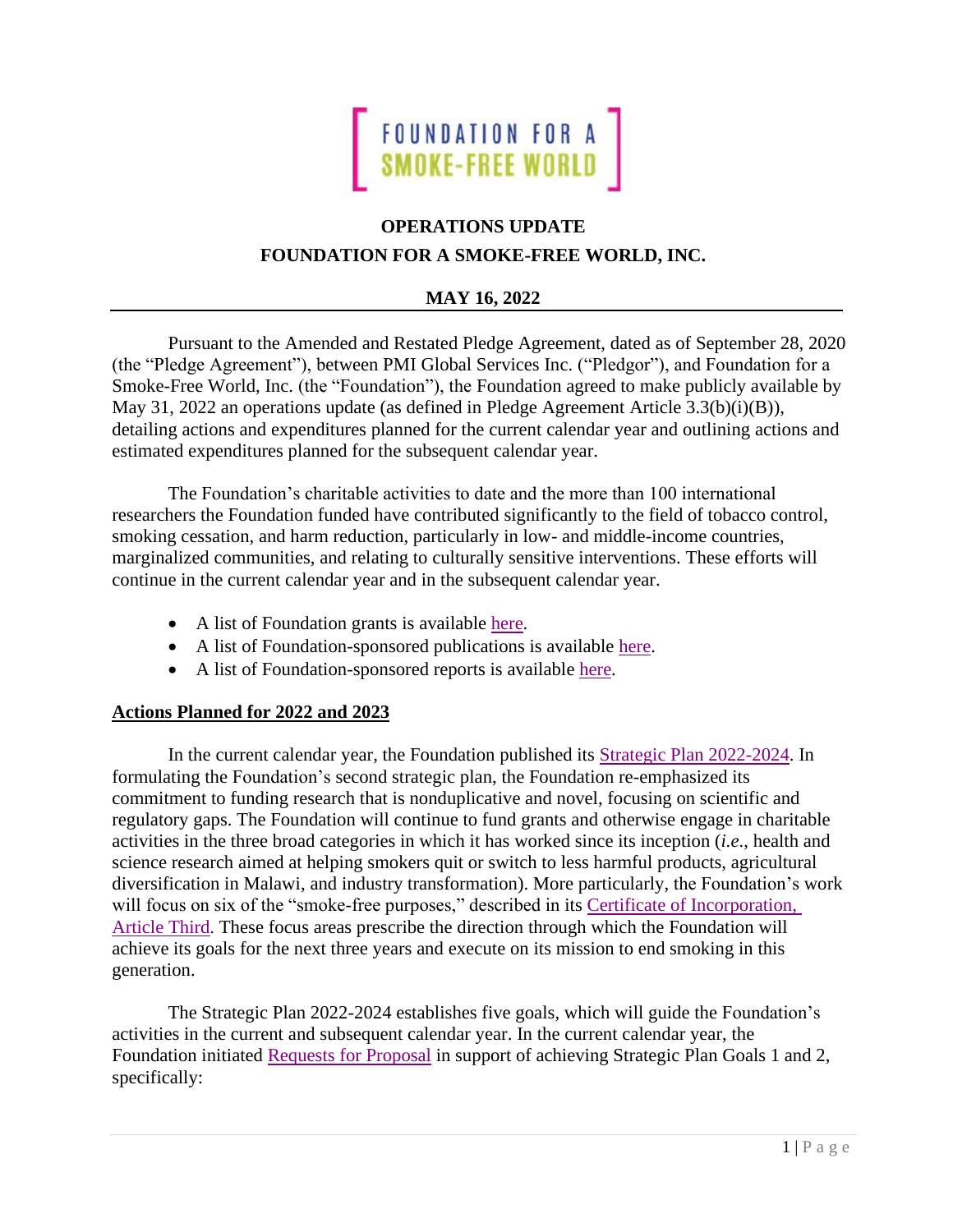FOUNDATION FOR A SMOKE-FREE WORLD

# OPERATIONS UPDATE
# FOUNDATION FOR A SMOKE-FREE WORLD, INC.

## MAY 16, 2022

Pursuant to the Amended and Restated Pledge Agreement, dated as of September 28, 2020 (the "Pledge Agreement"), between PMI Global Services Inc. ("Pledgor"), and Foundation for a Smoke-Free World, Inc. (the "Foundation"), the Foundation agreed to make publicly available by May 31, 2022 an operations update (as defined in Pledge Agreement Article 3.3(b)(i)(B)), detailing actions and expenditures planned for the current calendar year and outlining actions and estimated expenditures planned for the subsequent calendar year.

The Foundation's charitable activities to date and the more than 100 international researchers the Foundation funded have contributed significantly to the field of tobacco control, smoking cessation, and harm reduction, particularly in low- and middle-income countries, marginalized communities, and relating to culturally sensitive interventions. These efforts will continue in the current calendar year and in the subsequent calendar year.

- A list of Foundation grants is available here.
- A list of Foundation-sponsored publications is available here.
- A list of Foundation-sponsored reports is available here.

## Actions Planned for 2022 and 2023

In the current calendar year, the Foundation published its Strategic Plan 2022-2024. In formulating the Foundation's second strategic plan, the Foundation re-emphasized its commitment to funding research that is nonduplicative and novel, focusing on scientific and regulatory gaps. The Foundation will continue to fund grants and otherwise engage in charitable activities in the three broad categories in which it has worked since its inception (*i.e.*, health and science research aimed at helping smokers quit or switch to less harmful products, agricultural diversification in Malawi, and industry transformation). More particularly, the Foundation's work will focus on six of the "smoke-free purposes," described in its Certificate of Incorporation, Article Third. These focus areas prescribe the direction through which the Foundation will achieve its goals for the next three years and execute on its mission to end smoking in this generation.

The Strategic Plan 2022-2024 establishes five goals, which will guide the Foundation's activities in the current and subsequent calendar year. In the current calendar year, the Foundation initiated Requests for Proposal in support of achieving Strategic Plan Goals 1 and 2, specifically: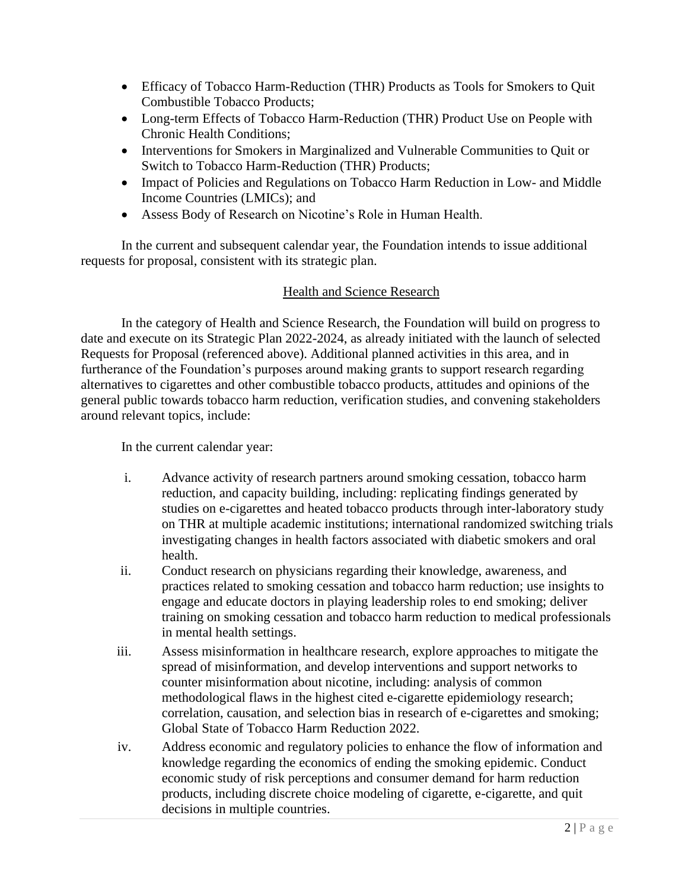- Efficacy of Tobacco Harm-Reduction (THR) Products as Tools for Smokers to Quit Combustible Tobacco Products;
- Long-term Effects of Tobacco Harm-Reduction (THR) Product Use on People with Chronic Health Conditions;
- Interventions for Smokers in Marginalized and Vulnerable Communities to Quit or Switch to Tobacco Harm-Reduction (THR) Products;
- Impact of Policies and Regulations on Tobacco Harm Reduction in Low- and Middle Income Countries (LMICs); and
- Assess Body of Research on Nicotine's Role in Human Health.

In the current and subsequent calendar year, the Foundation intends to issue additional requests for proposal, consistent with its strategic plan.

## Health and Science Research

In the category of Health and Science Research, the Foundation will build on progress to date and execute on its Strategic Plan 2022-2024, as already initiated with the launch of selected Requests for Proposal (referenced above). Additional planned activities in this area, and in furtherance of the Foundation's purposes around making grants to support research regarding alternatives to cigarettes and other combustible tobacco products, attitudes and opinions of the general public towards tobacco harm reduction, verification studies, and convening stakeholders around relevant topics, include:

In the current calendar year:

i. Advance activity of research partners around smoking cessation, tobacco harm reduction, and capacity building, including: replicating findings generated by studies on e-cigarettes and heated tobacco products through inter-laboratory study on THR at multiple academic institutions; international randomized switching trials investigating changes in health factors associated with diabetic smokers and oral health.

ii. Conduct research on physicians regarding their knowledge, awareness, and practices related to smoking cessation and tobacco harm reduction; use insights to engage and educate doctors in playing leadership roles to end smoking; deliver training on smoking cessation and tobacco harm reduction to medical professionals in mental health settings.

iii. Assess misinformation in healthcare research, explore approaches to mitigate the spread of misinformation, and develop interventions and support networks to counter misinformation about nicotine, including: analysis of common methodological flaws in the highest cited e-cigarette epidemiology research; correlation, causation, and selection bias in research of e-cigarettes and smoking; Global State of Tobacco Harm Reduction 2022.

iv. Address economic and regulatory policies to enhance the flow of information and knowledge regarding the economics of ending the smoking epidemic. Conduct economic study of risk perceptions and consumer demand for harm reduction products, including discrete choice modeling of cigarette, e-cigarette, and quit decisions in multiple countries.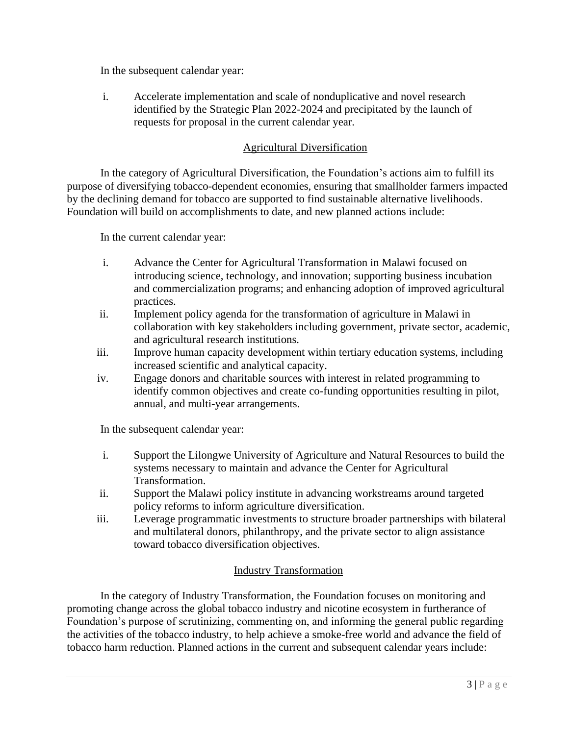In the subsequent calendar year:

i. Accelerate implementation and scale of nonduplicative and novel research identified by the Strategic Plan 2022-2024 and precipitated by the launch of requests for proposal in the current calendar year.

## Agricultural Diversification

In the category of Agricultural Diversification, the Foundation's actions aim to fulfill its purpose of diversifying tobacco-dependent economies, ensuring that smallholder farmers impacted by the declining demand for tobacco are supported to find sustainable alternative livelihoods. Foundation will build on accomplishments to date, and new planned actions include:

In the current calendar year:

i. Advance the Center for Agricultural Transformation in Malawi focused on introducing science, technology, and innovation; supporting business incubation and commercialization programs; and enhancing adoption of improved agricultural practices.
ii. Implement policy agenda for the transformation of agriculture in Malawi in collaboration with key stakeholders including government, private sector, academic, and agricultural research institutions.
iii. Improve human capacity development within tertiary education systems, including increased scientific and analytical capacity.
iv. Engage donors and charitable sources with interest in related programming to identify common objectives and create co-funding opportunities resulting in pilot, annual, and multi-year arrangements.

In the subsequent calendar year:

i. Support the Lilongwe University of Agriculture and Natural Resources to build the systems necessary to maintain and advance the Center for Agricultural Transformation.
ii. Support the Malawi policy institute in advancing workstreams around targeted policy reforms to inform agriculture diversification.
iii. Leverage programmatic investments to structure broader partnerships with bilateral and multilateral donors, philanthropy, and the private sector to align assistance toward tobacco diversification objectives.

## Industry Transformation

In the category of Industry Transformation, the Foundation focuses on monitoring and promoting change across the global tobacco industry and nicotine ecosystem in furtherance of Foundation's purpose of scrutinizing, commenting on, and informing the general public regarding the activities of the tobacco industry, to help achieve a smoke-free world and advance the field of tobacco harm reduction. Planned actions in the current and subsequent calendar years include: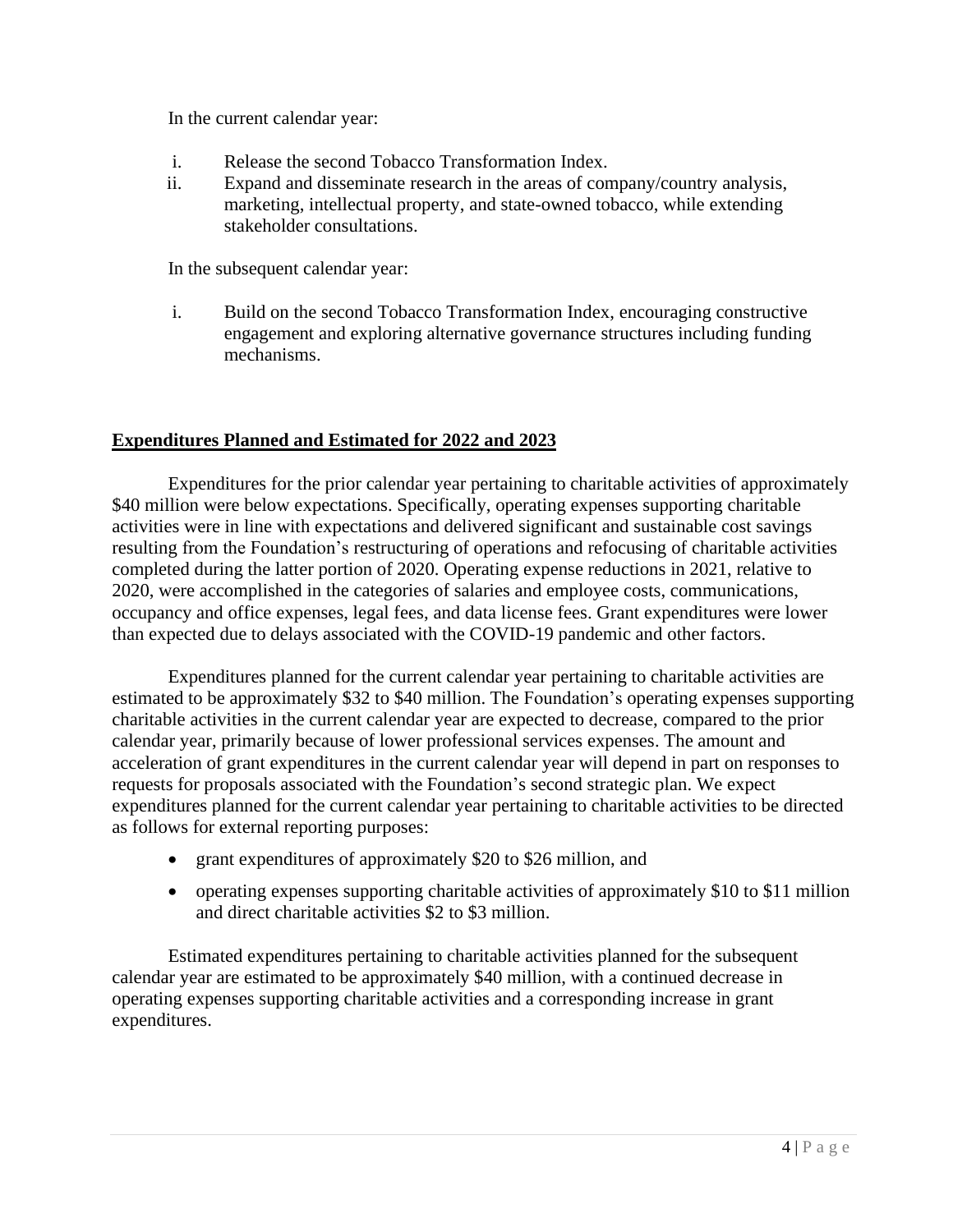In the current calendar year:

i. Release the second Tobacco Transformation Index.
ii. Expand and disseminate research in the areas of company/country analysis, marketing, intellectual property, and state-owned tobacco, while extending stakeholder consultations.

In the subsequent calendar year:

i. Build on the second Tobacco Transformation Index, encouraging constructive engagement and exploring alternative governance structures including funding mechanisms.

## Expenditures Planned and Estimated for 2022 and 2023

Expenditures for the prior calendar year pertaining to charitable activities of approximately $40 million were below expectations. Specifically, operating expenses supporting charitable activities were in line with expectations and delivered significant and sustainable cost savings resulting from the Foundation's restructuring of operations and refocusing of charitable activities completed during the latter portion of 2020. Operating expense reductions in 2021, relative to 2020, were accomplished in the categories of salaries and employee costs, communications, occupancy and office expenses, legal fees, and data license fees. Grant expenditures were lower than expected due to delays associated with the COVID-19 pandemic and other factors.

Expenditures planned for the current calendar year pertaining to charitable activities are estimated to be approximately $32 to $40 million. The Foundation's operating expenses supporting charitable activities in the current calendar year are expected to decrease, compared to the prior calendar year, primarily because of lower professional services expenses. The amount and acceleration of grant expenditures in the current calendar year will depend in part on responses to requests for proposals associated with the Foundation's second strategic plan. We expect expenditures planned for the current calendar year pertaining to charitable activities to be directed as follows for external reporting purposes:

- grant expenditures of approximately $20 to $26 million, and
- operating expenses supporting charitable activities of approximately $10 to $11 million and direct charitable activities $2 to $3 million.

Estimated expenditures pertaining to charitable activities planned for the subsequent calendar year are estimated to be approximately $40 million, with a continued decrease in operating expenses supporting charitable activities and a corresponding increase in grant expenditures.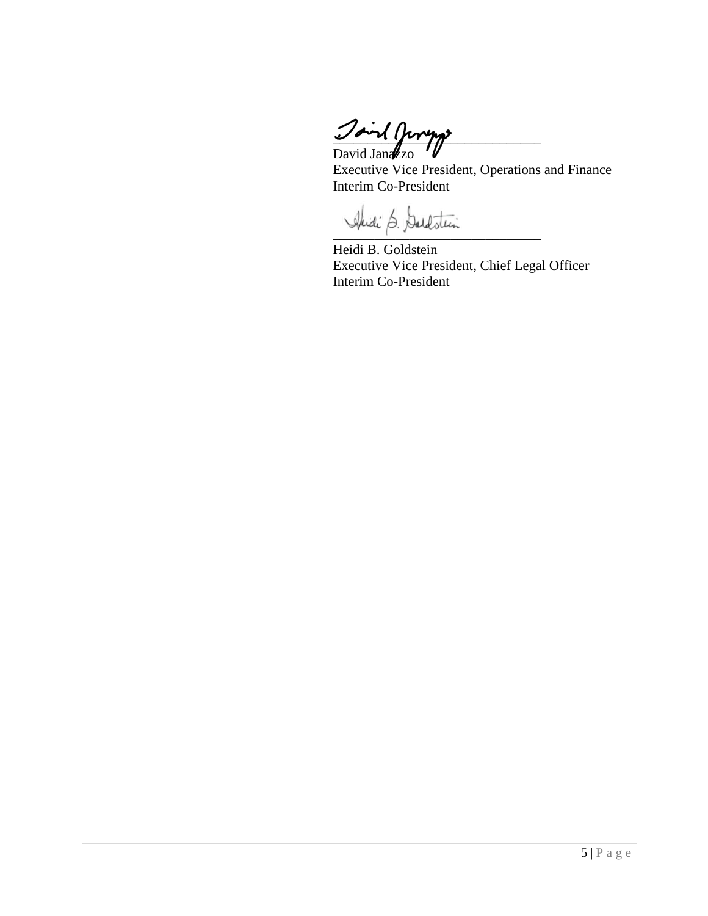\_\_\_\_\_\_\_\_\_\_\_\_\_\_\_\_\_\_\_\_\_\_\_\_\_\_\_\_\_\_

David Janazzo
Executive Vice President, Operations and Finance
Interim Co-President

\_\_\_\_\_\_\_\_\_\_\_\_\_\_\_\_\_\_\_\_\_\_\_\_\_\_\_\_\_\_

Heidi B. Goldstein
Executive Vice President, Chief Legal Officer
Interim Co-President